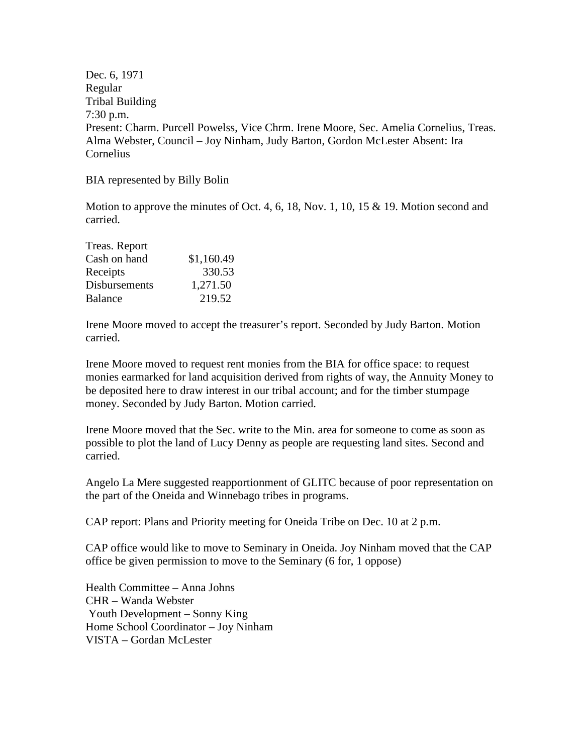Dec. 6, 1971
Regular
Tribal Building
7:30 p.m.
Present: Charm. Purcell Powelss, Vice Chrm. Irene Moore, Sec. Amelia Cornelius, Treas. Alma Webster, Council – Joy Ninham, Judy Barton, Gordon McLester Absent: Ira Cornelius

BIA represented by Billy Bolin

Motion to approve the minutes of Oct. 4, 6, 18, Nov. 1, 10, 15 & 19. Motion second and carried.

| Treas. Report | |
|---|---|
| Cash on hand | $1,160.49 |
| Receipts | 330.53 |
| Disbursements | 1,271.50 |
| Balance | 219.52 |

Irene Moore moved to accept the treasurer's report. Seconded by Judy Barton. Motion carried.

Irene Moore moved to request rent monies from the BIA for office space: to request monies earmarked for land acquisition derived from rights of way, the Annuity Money to be deposited here to draw interest in our tribal account; and for the timber stumpage money. Seconded by Judy Barton. Motion carried.

Irene Moore moved that the Sec. write to the Min. area for someone to come as soon as possible to plot the land of Lucy Denny as people are requesting land sites. Second and carried.

Angelo La Mere suggested reapportionment of GLITC because of poor representation on the part of the Oneida and Winnebago tribes in programs.

CAP report: Plans and Priority meeting for Oneida Tribe on Dec. 10 at 2 p.m.

CAP office would like to move to Seminary in Oneida. Joy Ninham moved that the CAP office be given permission to move to the Seminary (6 for, 1 oppose)

Health Committee – Anna Johns
CHR – Wanda Webster
Youth Development – Sonny King
Home School Coordinator – Joy Ninham
VISTA – Gordan McLester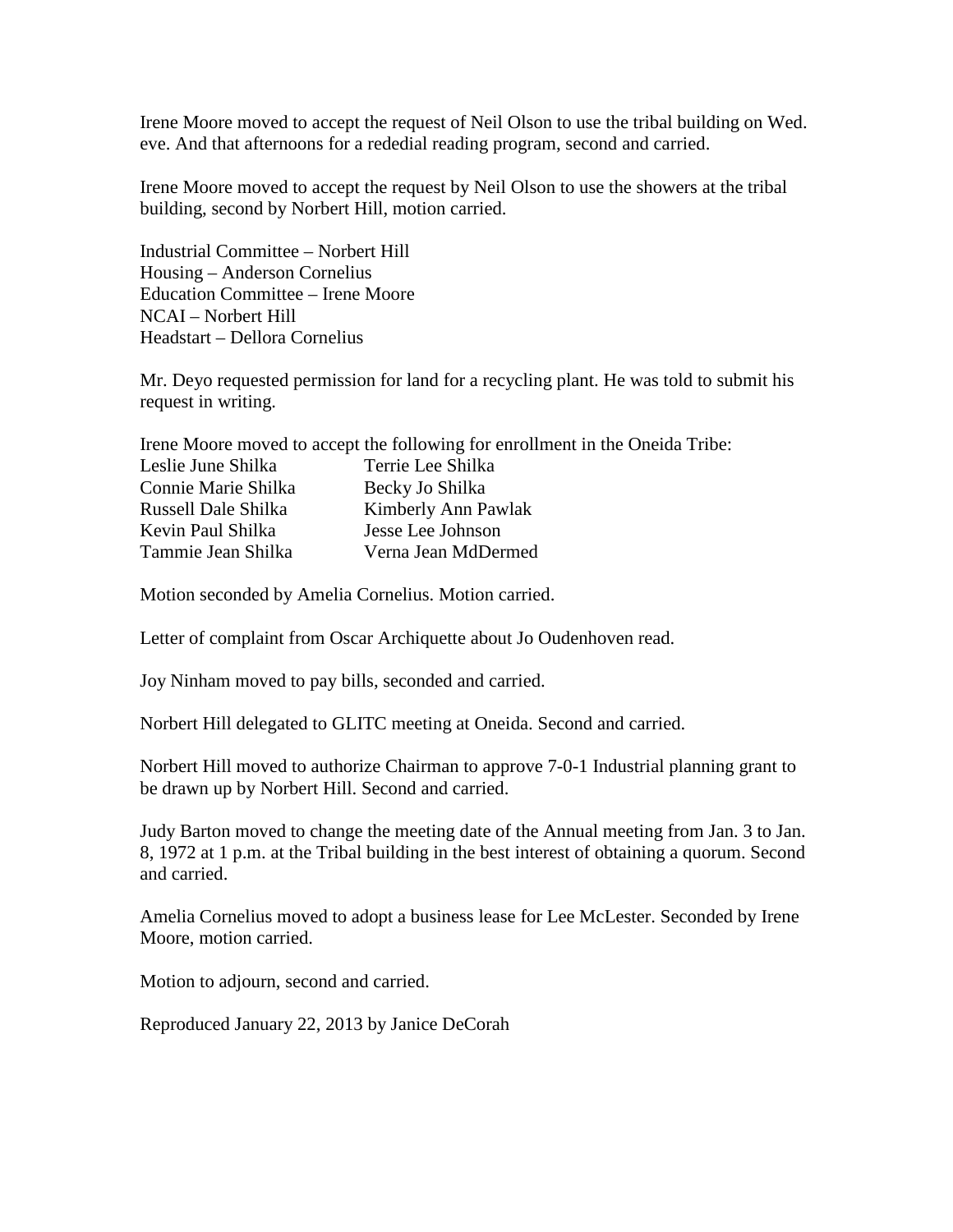Irene Moore moved to accept the request of Neil Olson to use the tribal building on Wed. eve. And that afternoons for a rededial reading program, second and carried.

Irene Moore moved to accept the request by Neil Olson to use the showers at the tribal building, second by Norbert Hill, motion carried.

Industrial Committee – Norbert Hill
Housing – Anderson Cornelius
Education Committee – Irene Moore
NCAI – Norbert Hill
Headstart – Dellora Cornelius

Mr. Deyo requested permission for land for a recycling plant. He was told to submit his request in writing.

Irene Moore moved to accept the following for enrollment in the Oneida Tribe:

| | |
|---|---|
| Leslie June Shilka | Terrie Lee Shilka |
| Connie Marie Shilka | Becky Jo Shilka |
| Russell Dale Shilka | Kimberly Ann Pawlak |
| Kevin Paul Shilka | Jesse Lee Johnson |
| Tammie Jean Shilka | Verna Jean MdDermed |

Motion seconded by Amelia Cornelius. Motion carried.

Letter of complaint from Oscar Archiquette about Jo Oudenhoven read.

Joy Ninham moved to pay bills, seconded and carried.

Norbert Hill delegated to GLITC meeting at Oneida. Second and carried.

Norbert Hill moved to authorize Chairman to approve 7-0-1 Industrial planning grant to be drawn up by Norbert Hill. Second and carried.

Judy Barton moved to change the meeting date of the Annual meeting from Jan. 3 to Jan. 8, 1972 at 1 p.m. at the Tribal building in the best interest of obtaining a quorum. Second and carried.

Amelia Cornelius moved to adopt a business lease for Lee McLester. Seconded by Irene Moore, motion carried.

Motion to adjourn, second and carried.

Reproduced January 22, 2013 by Janice DeCorah